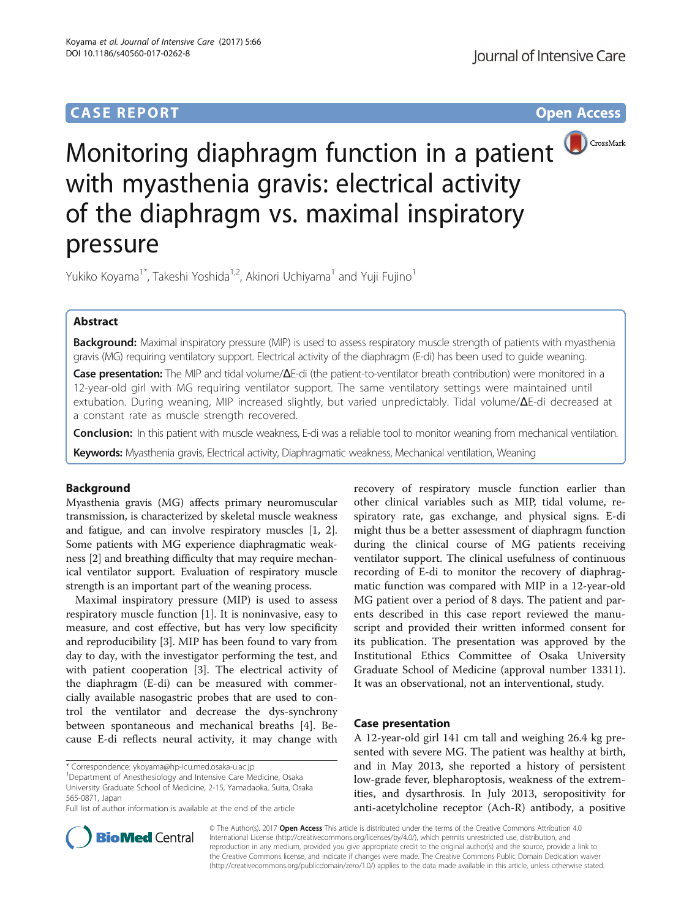CASE REPORT

Open Access

# Monitoring diaphragm function in a patient with myasthenia gravis: electrical activity of the diaphragm vs. maximal inspiratory pressure

Yukiko Koyama[1*], Takeshi Yoshida[1,2], Akinori Uchiyama[1] and Yuji Fujino[1]

## Abstract

**Background:** Maximal inspiratory pressure (MIP) is used to assess respiratory muscle strength of patients with myasthenia gravis (MG) requiring ventilatory support. Electrical activity of the diaphragm (E-di) has been used to guide weaning.

**Case presentation:** The MIP and tidal volume/ΔE-di (the patient-to-ventilator breath contribution) were monitored in a 12-year-old girl with MG requiring ventilator support. The same ventilatory settings were maintained until extubation. During weaning, MIP increased slightly, but varied unpredictably. Tidal volume/ΔE-di decreased at a constant rate as muscle strength recovered.

**Conclusion:** In this patient with muscle weakness, E-di was a reliable tool to monitor weaning from mechanical ventilation.

**Keywords:** Myasthenia gravis, Electrical activity, Diaphragmatic weakness, Mechanical ventilation, Weaning

## Background

Myasthenia gravis (MG) affects primary neuromuscular transmission, is characterized by skeletal muscle weakness and fatigue, and can involve respiratory muscles [1, 2]. Some patients with MG experience diaphragmatic weakness [2] and breathing difficulty that may require mechanical ventilator support. Evaluation of respiratory muscle strength is an important part of the weaning process.

Maximal inspiratory pressure (MIP) is used to assess respiratory muscle function [1]. It is noninvasive, easy to measure, and cost effective, but has very low specificity and reproducibility [3]. MIP has been found to vary from day to day, with the investigator performing the test, and with patient cooperation [3]. The electrical activity of the diaphragm (E-di) can be measured with commercially available nasogastric probes that are used to control the ventilator and decrease the dys-synchrony between spontaneous and mechanical breaths [4]. Because E-di reflects neural activity, it may change with recovery of respiratory muscle function earlier than other clinical variables such as MIP, tidal volume, respiratory rate, gas exchange, and physical signs. E-di might thus be a better assessment of diaphragm function during the clinical course of MG patients receiving ventilator support. The clinical usefulness of continuous recording of E-di to monitor the recovery of diaphragmatic function was compared with MIP in a 12-year-old MG patient over a period of 8 days. The patient and parents described in this case report reviewed the manuscript and provided their written informed consent for its publication. The presentation was approved by the Institutional Ethics Committee of Osaka University Graduate School of Medicine (approval number 13311). It was an observational, not an interventional, study.

## Case presentation

A 12-year-old girl 141 cm tall and weighing 26.4 kg presented with severe MG. The patient was healthy at birth, and in May 2013, she reported a history of persistent low-grade fever, blepharoptosis, weakness of the extremities, and dysarthrosis. In July 2013, seropositivity for anti-acetylcholine receptor (Ach-R) antibody, a positive

* Correspondence: ykoyama@hp-icu.med.osaka-u.ac.jp
[1]Department of Anesthesiology and Intensive Care Medicine, Osaka University Graduate School of Medicine, 2-15, Yamadaoka, Suita, Osaka 565-0871, Japan
Full list of author information is available at the end of the article

© The Author(s). 2017 **Open Access** This article is distributed under the terms of the Creative Commons Attribution 4.0 International License (http://creativecommons.org/licenses/by/4.0/), which permits unrestricted use, distribution, and reproduction in any medium, provided you give appropriate credit to the original author(s) and the source, provide a link to the Creative Commons license, and indicate if changes were made. The Creative Commons Public Domain Dedication waiver (http://creativecommons.org/publicdomain/zero/1.0/) applies to the data made available in this article, unless otherwise stated.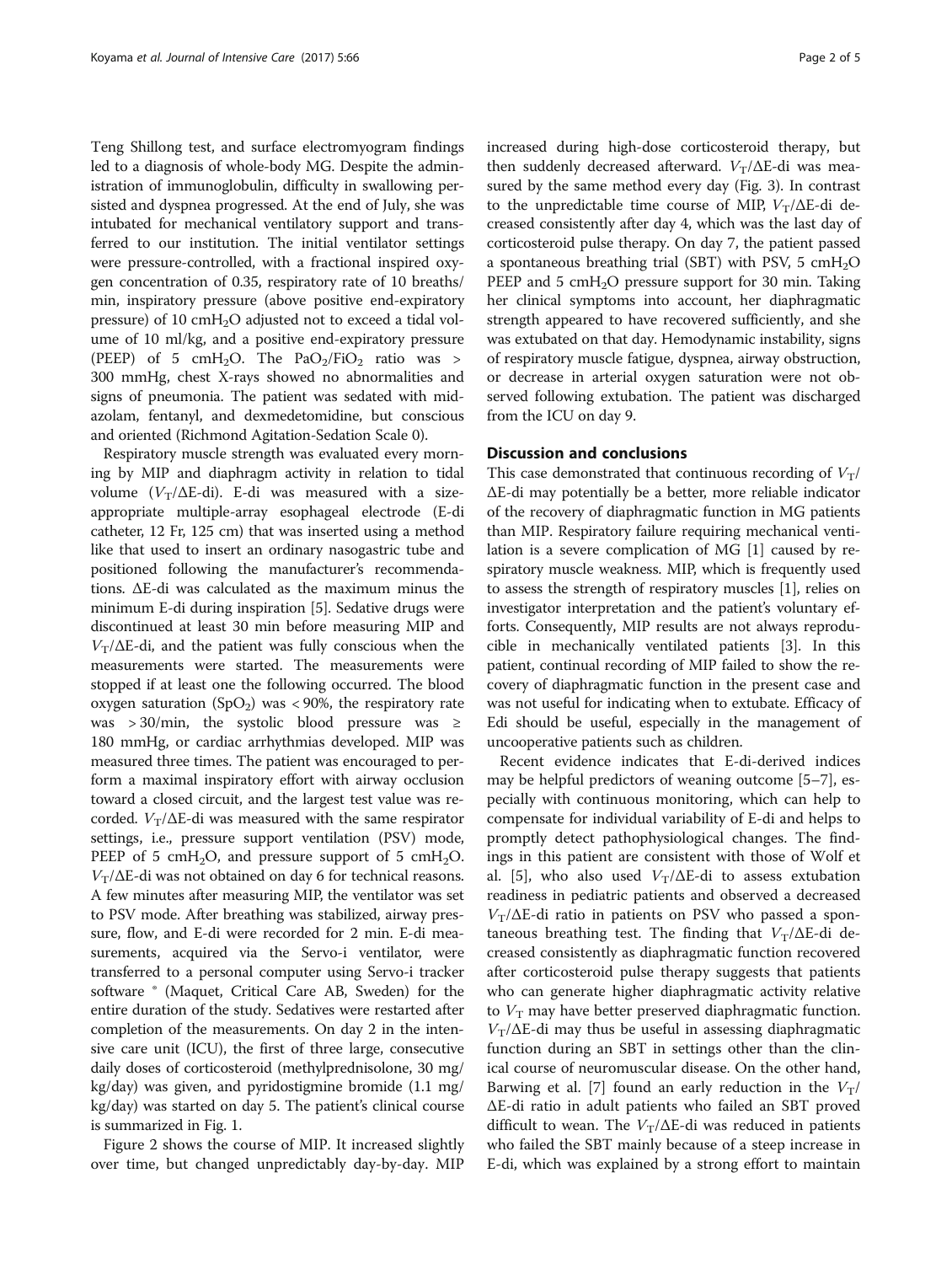Teng Shillong test, and surface electromyogram findings led to a diagnosis of whole-body MG. Despite the administration of immunoglobulin, difficulty in swallowing persisted and dyspnea progressed. At the end of July, she was intubated for mechanical ventilatory support and transferred to our institution. The initial ventilator settings were pressure-controlled, with a fractional inspired oxygen concentration of 0.35, respiratory rate of 10 breaths/min, inspiratory pressure (above positive end-expiratory pressure) of 10 $cmH_2O$ adjusted not to exceed a tidal volume of 10 ml/kg, and a positive end-expiratory pressure (PEEP) of 5 $cmH_2O$. The $PaO_2/FiO_2$ ratio was > 300 mmHg, chest X-rays showed no abnormalities and signs of pneumonia. The patient was sedated with midazolam, fentanyl, and dexmedetomidine, but conscious and oriented (Richmond Agitation-Sedation Scale 0).

Respiratory muscle strength was evaluated every morning by MIP and diaphragm activity in relation to tidal volume ($V_T$/ΔE-di). E-di was measured with a size-appropriate multiple-array esophageal electrode (E-di catheter, 12 Fr, 125 cm) that was inserted using a method like that used to insert an ordinary nasogastric tube and positioned following the manufacturer's recommendations. ΔE-di was calculated as the maximum minus the minimum E-di during inspiration [5]. Sedative drugs were discontinued at least 30 min before measuring MIP and $V_T$/ΔE-di, and the patient was fully conscious when the measurements were started. The measurements were stopped if at least one the following occurred. The blood oxygen saturation ($SpO_2$) was < 90%, the respiratory rate was > 30/min, the systolic blood pressure was ≥ 180 mmHg, or cardiac arrhythmias developed. MIP was measured three times. The patient was encouraged to perform a maximal inspiratory effort with airway occlusion toward a closed circuit, and the largest test value was recorded. $V_T$/ΔE-di was measured with the same respirator settings, i.e., pressure support ventilation (PSV) mode, PEEP of 5 $cmH_2O$, and pressure support of 5 $cmH_2O$. $V_T$/ΔE-di was not obtained on day 6 for technical reasons. A few minutes after measuring MIP, the ventilator was set to PSV mode. After breathing was stabilized, airway pressure, flow, and E-di were recorded for 2 min. E-di measurements, acquired via the Servo-i ventilator, were transferred to a personal computer using Servo-i tracker software ® (Maquet, Critical Care AB, Sweden) for the entire duration of the study. Sedatives were restarted after completion of the measurements. On day 2 in the intensive care unit (ICU), the first of three large, consecutive daily doses of corticosteroid (methylprednisolone, 30 mg/kg/day) was given, and pyridostigmine bromide (1.1 mg/kg/day) was started on day 5. The patient's clinical course is summarized in Fig. 1.

Figure 2 shows the course of MIP. It increased slightly over time, but changed unpredictably day-by-day. MIP increased during high-dose corticosteroid therapy, but then suddenly decreased afterward. $V_T$/ΔE-di was measured by the same method every day (Fig. 3). In contrast to the unpredictable time course of MIP, $V_T$/ΔE-di decreased consistently after day 4, which was the last day of corticosteroid pulse therapy. On day 7, the patient passed a spontaneous breathing trial (SBT) with PSV, 5 $cmH_2O$ PEEP and 5 $cmH_2O$ pressure support for 30 min. Taking her clinical symptoms into account, her diaphragmatic strength appeared to have recovered sufficiently, and she was extubated on that day. Hemodynamic instability, signs of respiratory muscle fatigue, dyspnea, airway obstruction, or decrease in arterial oxygen saturation were not observed following extubation. The patient was discharged from the ICU on day 9.

## Discussion and conclusions

This case demonstrated that continuous recording of $V_T$/ΔE-di may potentially be a better, more reliable indicator of the recovery of diaphragmatic function in MG patients than MIP. Respiratory failure requiring mechanical ventilation is a severe complication of MG [1] caused by respiratory muscle weakness. MIP, which is frequently used to assess the strength of respiratory muscles [1], relies on investigator interpretation and the patient's voluntary efforts. Consequently, MIP results are not always reproducible in mechanically ventilated patients [3]. In this patient, continual recording of MIP failed to show the recovery of diaphragmatic function in the present case and was not useful for indicating when to extubate. Efficacy of Edi should be useful, especially in the management of uncooperative patients such as children.

Recent evidence indicates that E-di-derived indices may be helpful predictors of weaning outcome [5–7], especially with continuous monitoring, which can help to compensate for individual variability of E-di and helps to promptly detect pathophysiological changes. The findings in this patient are consistent with those of Wolf et al. [5], who also used $V_T$/ΔE-di to assess extubation readiness in pediatric patients and observed a decreased $V_T$/ΔE-di ratio in patients on PSV who passed a spontaneous breathing test. The finding that $V_T$/ΔE-di decreased consistently as diaphragmatic function recovered after corticosteroid pulse therapy suggests that patients who can generate higher diaphragmatic activity relative to $V_T$ may have better preserved diaphragmatic function. $V_T$/ΔE-di may thus be useful in assessing diaphragmatic function during an SBT in settings other than the clinical course of neuromuscular disease. On the other hand, Barwing et al. [7] found an early reduction in the $V_T$/ΔE-di ratio in adult patients who failed an SBT proved difficult to wean. The $V_T$/ΔE-di was reduced in patients who failed the SBT mainly because of a steep increase in E-di, which was explained by a strong effort to maintain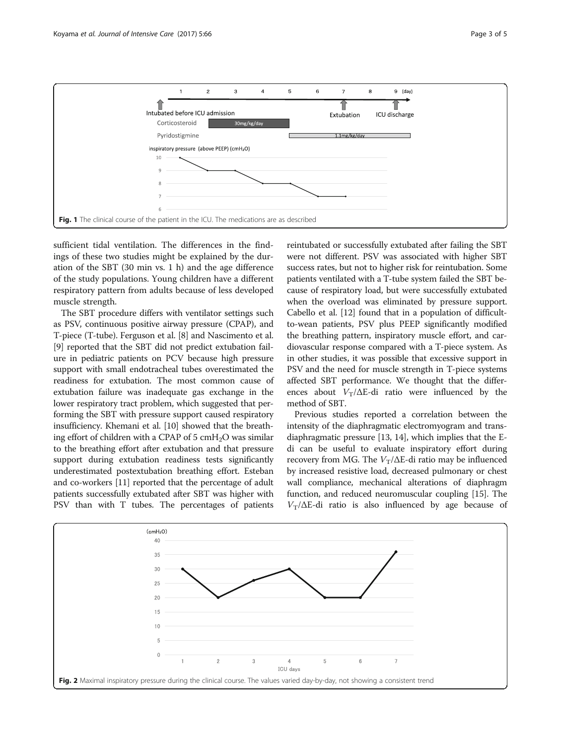Fig. 1 The clinical course of the patient in the ICU. The medications are as described

sufficient tidal ventilation. The differences in the findings of these two studies might be explained by the duration of the SBT (30 min vs. 1 h) and the age difference of the study populations. Young children have a different respiratory pattern from adults because of less developed muscle strength.

The SBT procedure differs with ventilator settings such as PSV, continuous positive airway pressure (CPAP), and T-piece (T-tube). Ferguson et al. [8] and Nascimento et al. [9] reported that the SBT did not predict extubation failure in pediatric patients on PCV because high pressure support with small endotracheal tubes overestimated the readiness for extubation. The most common cause of extubation failure was inadequate gas exchange in the lower respiratory tract problem, which suggested that performing the SBT with pressure support caused respiratory insufficiency. Khemani et al. [10] showed that the breathing effort of children with a CPAP of 5 cm$H_2O$ was similar to the breathing effort after extubation and that pressure support during extubation readiness tests significantly underestimated postextubation breathing effort. Esteban and co-workers [11] reported that the percentage of adult patients successfully extubated after SBT was higher with PSV than with T tubes. The percentages of patients reintubated or successfully extubated after failing the SBT were not different. PSV was associated with higher SBT success rates, but not to higher risk for reintubation. Some patients ventilated with a T-tube system failed the SBT because of respiratory load, but were successfully extubated when the overload was eliminated by pressure support. Cabello et al. [12] found that in a population of difficult-to-wean patients, PSV plus PEEP significantly modified the breathing pattern, inspiratory muscle effort, and cardiovascular response compared with a T-piece system. As in other studies, it was possible that excessive support in PSV and the need for muscle strength in T-piece systems affected SBT performance. We thought that the differences about $V_T/\Delta$E-di ratio were influenced by the method of SBT.

Previous studies reported a correlation between the intensity of the diaphragmatic electromyogram and transdiaphragmatic pressure [13, 14], which implies that the E-di can be useful to evaluate inspiratory effort during recovery from MG. The $V_T/\Delta$E-di ratio may be influenced by increased resistive load, decreased pulmonary or chest wall compliance, mechanical alterations of diaphragm function, and reduced neuromuscular coupling [15]. The $V_T/\Delta$E-di ratio is also influenced by age because of

Fig. 2 Maximal inspiratory pressure during the clinical course. The values varied day-by-day, not showing a consistent trend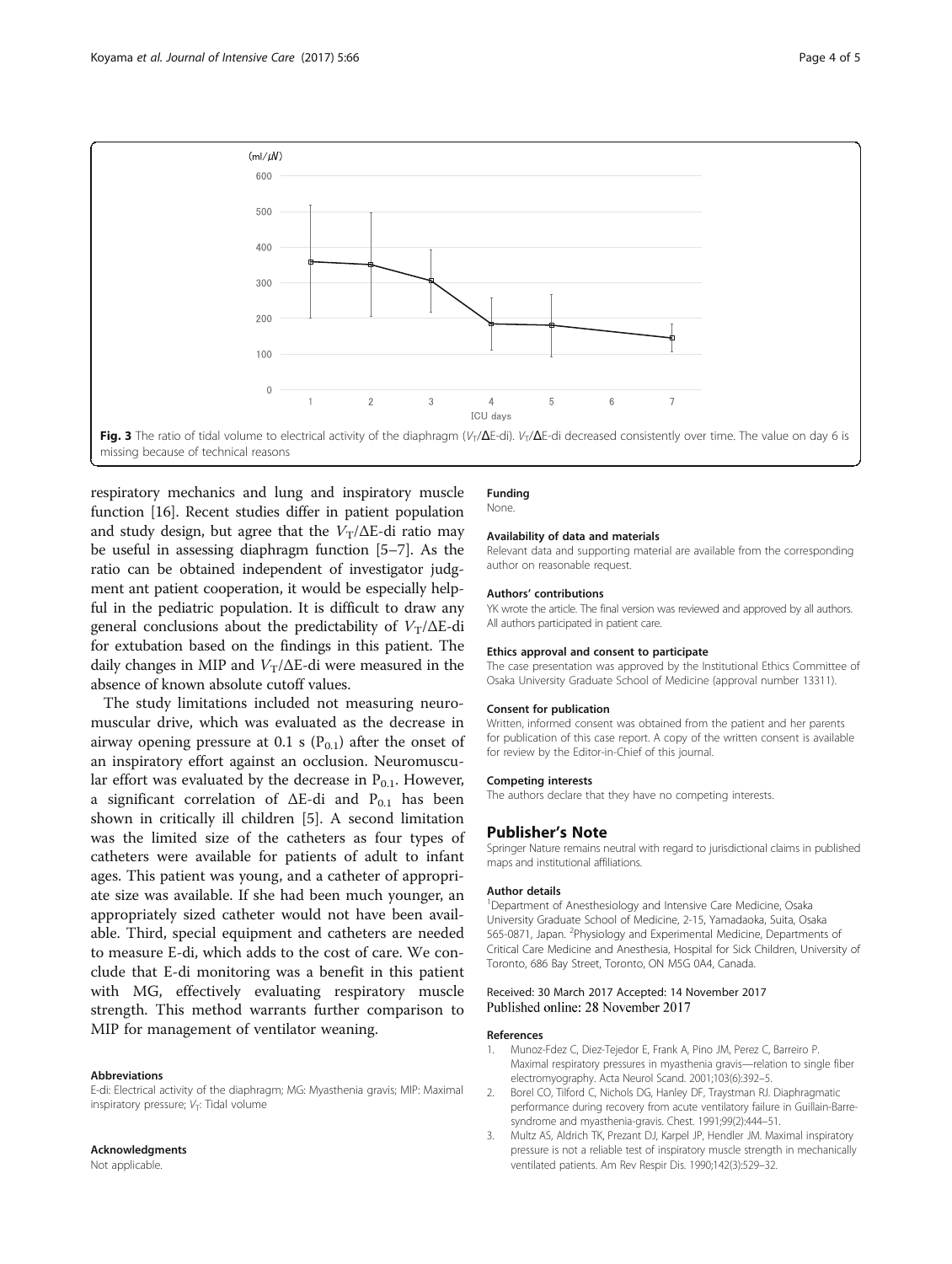Fig. 3 The ratio of tidal volume to electrical activity of the diaphragm ($V_T$/ΔE-di). $V_T$/ΔE-di decreased consistently over time. The value on day 6 is missing because of technical reasons

respiratory mechanics and lung and inspiratory muscle function [16]. Recent studies differ in patient population and study design, but agree that the $V_T$/ΔE-di ratio may be useful in assessing diaphragm function [5–7]. As the ratio can be obtained independent of investigator judgment ant patient cooperation, it would be especially helpful in the pediatric population. It is difficult to draw any general conclusions about the predictability of $V_T$/ΔE-di for extubation based on the findings in this patient. The daily changes in MIP and $V_T$/ΔE-di were measured in the absence of known absolute cutoff values.

The study limitations included not measuring neuromuscular drive, which was evaluated as the decrease in airway opening pressure at 0.1 s ($P_{0.1}$) after the onset of an inspiratory effort against an occlusion. Neuromuscular effort was evaluated by the decrease in $P_{0.1}$. However, a significant correlation of ΔE-di and $P_{0.1}$ has been shown in critically ill children [5]. A second limitation was the limited size of the catheters as four types of catheters were available for patients of adult to infant ages. This patient was young, and a catheter of appropriate size was available. If she had been much younger, an appropriately sized catheter would not have been available. Third, special equipment and catheters are needed to measure E-di, which adds to the cost of care. We conclude that E-di monitoring was a benefit in this patient with MG, effectively evaluating respiratory muscle strength. This method warrants further comparison to MIP for management of ventilator weaning.

#### Abbreviations

E-di: Electrical activity of the diaphragm; MG: Myasthenia gravis; MIP: Maximal inspiratory pressure; $V_T$: Tidal volume

#### Acknowledgments

Not applicable.

#### Funding

None.

#### Availability of data and materials

Relevant data and supporting material are available from the corresponding author on reasonable request.

#### Authors' contributions

YK wrote the article. The final version was reviewed and approved by all authors. All authors participated in patient care.

#### Ethics approval and consent to participate

The case presentation was approved by the Institutional Ethics Committee of Osaka University Graduate School of Medicine (approval number 13311).

#### Consent for publication

Written, informed consent was obtained from the patient and her parents for publication of this case report. A copy of the written consent is available for review by the Editor-in-Chief of this journal.

#### Competing interests

The authors declare that they have no competing interests.

## Publisher's Note

Springer Nature remains neutral with regard to jurisdictional claims in published maps and institutional affiliations.

#### Author details

[1]Department of Anesthesiology and Intensive Care Medicine, Osaka University Graduate School of Medicine, 2-15, Yamadaoka, Suita, Osaka 565-0871, Japan. [2]Physiology and Experimental Medicine, Departments of Critical Care Medicine and Anesthesia, Hospital for Sick Children, University of Toronto, 686 Bay Street, Toronto, ON M5G 0A4, Canada.

Received: 30 March 2017 Accepted: 14 November 2017
Published online: 28 November 2017

#### References

1. Munoz-Fdez C, Diez-Tejedor E, Frank A, Pino JM, Perez C, Barreiro P. Maximal respiratory pressures in myasthenia gravis—relation to single fiber electromyography. Acta Neurol Scand. 2001;103(6):392–5.
2. Borel CO, Tilford C, Nichols DG, Hanley DF, Traystman RJ. Diaphragmatic performance during recovery from acute ventilatory failure in Guillain-Barre-syndrome and myasthenia-gravis. Chest. 1991;99(2):444–51.
3. Multz AS, Aldrich TK, Prezant DJ, Karpel JP, Hendler JM. Maximal inspiratory pressure is not a reliable test of inspiratory muscle strength in mechanically ventilated patients. Am Rev Respir Dis. 1990;142(3):529–32.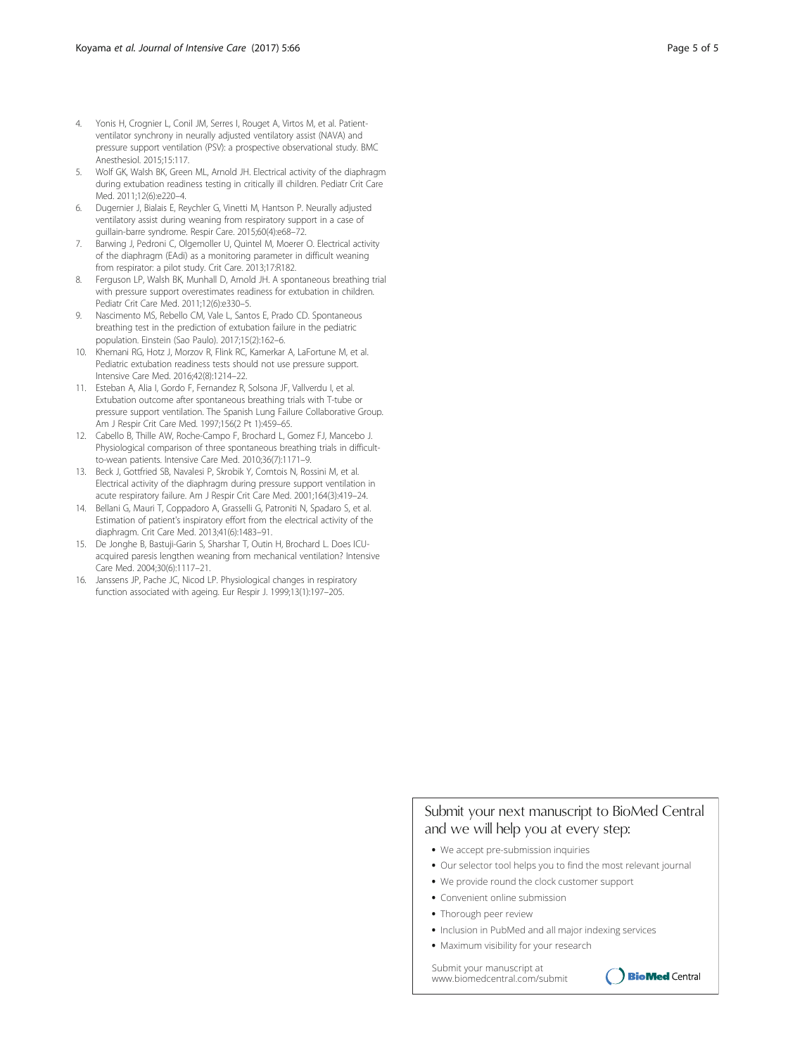4. Yonis H, Crognier L, Conil JM, Serres I, Rouget A, Virtos M, et al. Patient-ventilator synchrony in neurally adjusted ventilatory assist (NAVA) and pressure support ventilation (PSV): a prospective observational study. BMC Anesthesiol. 2015;15:117.
5. Wolf GK, Walsh BK, Green ML, Arnold JH. Electrical activity of the diaphragm during extubation readiness testing in critically ill children. Pediatr Crit Care Med. 2011;12(6):e220–4.
6. Dugernier J, Bialais E, Reychler G, Vinetti M, Hantson P. Neurally adjusted ventilatory assist during weaning from respiratory support in a case of guillain-barre syndrome. Respir Care. 2015;60(4):e68–72.
7. Barwing J, Pedroni C, Olgemoller U, Quintel M, Moerer O. Electrical activity of the diaphragm (EAdi) as a monitoring parameter in difficult weaning from respirator: a pilot study. Crit Care. 2013;17:R182.
8. Ferguson LP, Walsh BK, Munhall D, Arnold JH. A spontaneous breathing trial with pressure support overestimates readiness for extubation in children. Pediatr Crit Care Med. 2011;12(6):e330–5.
9. Nascimento MS, Rebello CM, Vale L, Santos E, Prado CD. Spontaneous breathing test in the prediction of extubation failure in the pediatric population. Einstein (Sao Paulo). 2017;15(2):162–6.
10. Khemani RG, Hotz J, Morzov R, Flink RC, Kamerkar A, LaFortune M, et al. Pediatric extubation readiness tests should not use pressure support. Intensive Care Med. 2016;42(8):1214–22.
11. Esteban A, Alia I, Gordo F, Fernandez R, Solsona JF, Vallverdu I, et al. Extubation outcome after spontaneous breathing trials with T-tube or pressure support ventilation. The Spanish Lung Failure Collaborative Group. Am J Respir Crit Care Med. 1997;156(2 Pt 1):459–65.
12. Cabello B, Thille AW, Roche-Campo F, Brochard L, Gomez FJ, Mancebo J. Physiological comparison of three spontaneous breathing trials in difficult-to-wean patients. Intensive Care Med. 2010;36(7):1171–9.
13. Beck J, Gottfried SB, Navalesi P, Skrobik Y, Comtois N, Rossini M, et al. Electrical activity of the diaphragm during pressure support ventilation in acute respiratory failure. Am J Respir Crit Care Med. 2001;164(3):419–24.
14. Bellani G, Mauri T, Coppadoro A, Grasselli G, Patroniti N, Spadaro S, et al. Estimation of patient's inspiratory effort from the electrical activity of the diaphragm. Crit Care Med. 2013;41(6):1483–91.
15. De Jonghe B, Bastuji-Garin S, Sharshar T, Outin H, Brochard L. Does ICU-acquired paresis lengthen weaning from mechanical ventilation? Intensive Care Med. 2004;30(6):1117–21.
16. Janssens JP, Pache JC, Nicod LP. Physiological changes in respiratory function associated with ageing. Eur Respir J. 1999;13(1):197–205.

Submit your next manuscript to BioMed Central and we will help you at every step:

- We accept pre-submission inquiries
- Our selector tool helps you to find the most relevant journal
- We provide round the clock customer support
- Convenient online submission
- Thorough peer review
- Inclusion in PubMed and all major indexing services
- Maximum visibility for your research

Submit your manuscript at
www.biomedcentral.com/submit

BioMed Central